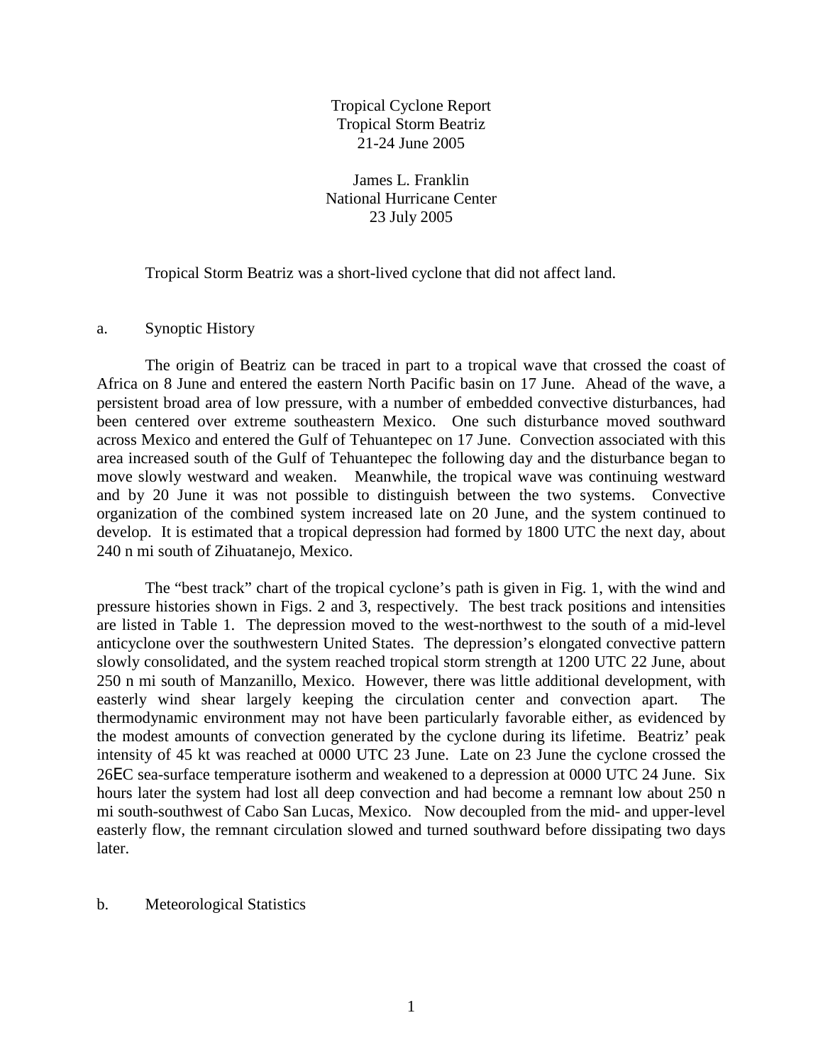# Tropical Cyclone Report
# Tropical Storm Beatriz
# 21-24 June 2005

James L. Franklin
National Hurricane Center
23 July 2005

Tropical Storm Beatriz was a short-lived cyclone that did not affect land.

## a. Synoptic History

The origin of Beatriz can be traced in part to a tropical wave that crossed the coast of Africa on 8 June and entered the eastern North Pacific basin on 17 June. Ahead of the wave, a persistent broad area of low pressure, with a number of embedded convective disturbances, had been centered over extreme southeastern Mexico. One such disturbance moved southward across Mexico and entered the Gulf of Tehuantepec on 17 June. Convection associated with this area increased south of the Gulf of Tehuantepec the following day and the disturbance began to move slowly westward and weaken. Meanwhile, the tropical wave was continuing westward and by 20 June it was not possible to distinguish between the two systems. Convective organization of the combined system increased late on 20 June, and the system continued to develop. It is estimated that a tropical depression had formed by 1800 UTC the next day, about 240 n mi south of Zihuatanejo, Mexico.

The "best track" chart of the tropical cyclone's path is given in Fig. 1, with the wind and pressure histories shown in Figs. 2 and 3, respectively. The best track positions and intensities are listed in Table 1. The depression moved to the west-northwest to the south of a mid-level anticyclone over the southwestern United States. The depression's elongated convective pattern slowly consolidated, and the system reached tropical storm strength at 1200 UTC 22 June, about 250 n mi south of Manzanillo, Mexico. However, there was little additional development, with easterly wind shear largely keeping the circulation center and convection apart. The thermodynamic environment may not have been particularly favorable either, as evidenced by the modest amounts of convection generated by the cyclone during its lifetime. Beatriz' peak intensity of 45 kt was reached at 0000 UTC 23 June. Late on 23 June the cyclone crossed the 26°C sea-surface temperature isotherm and weakened to a depression at 0000 UTC 24 June. Six hours later the system had lost all deep convection and had become a remnant low about 250 n mi south-southwest of Cabo San Lucas, Mexico. Now decoupled from the mid- and upper-level easterly flow, the remnant circulation slowed and turned southward before dissipating two days later.

## b. Meteorological Statistics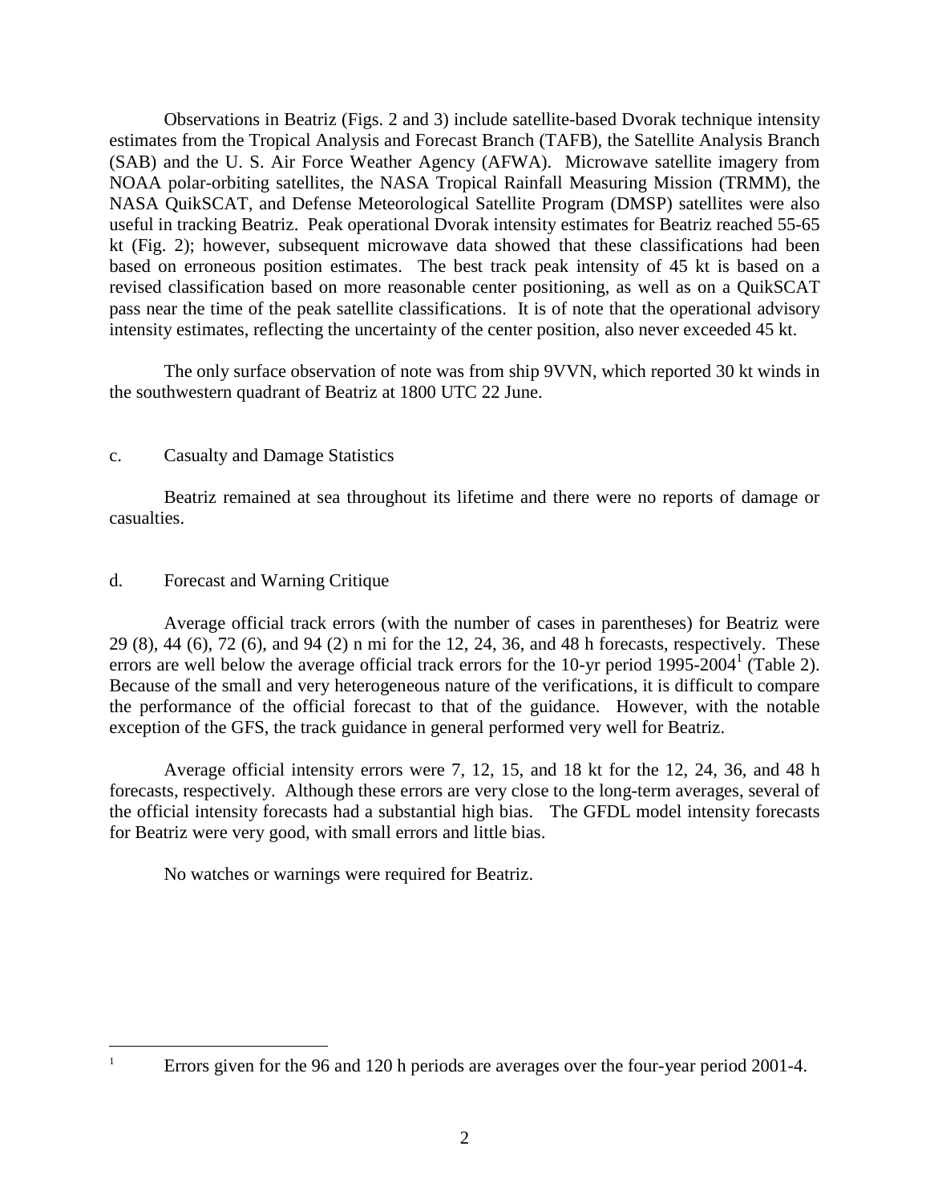Observations in Beatriz (Figs. 2 and 3) include satellite-based Dvorak technique intensity estimates from the Tropical Analysis and Forecast Branch (TAFB), the Satellite Analysis Branch (SAB) and the U. S. Air Force Weather Agency (AFWA). Microwave satellite imagery from NOAA polar-orbiting satellites, the NASA Tropical Rainfall Measuring Mission (TRMM), the NASA QuikSCAT, and Defense Meteorological Satellite Program (DMSP) satellites were also useful in tracking Beatriz. Peak operational Dvorak intensity estimates for Beatriz reached 55-65 kt (Fig. 2); however, subsequent microwave data showed that these classifications had been based on erroneous position estimates. The best track peak intensity of 45 kt is based on a revised classification based on more reasonable center positioning, as well as on a QuikSCAT pass near the time of the peak satellite classifications. It is of note that the operational advisory intensity estimates, reflecting the uncertainty of the center position, also never exceeded 45 kt.

The only surface observation of note was from ship 9VVN, which reported 30 kt winds in the southwestern quadrant of Beatriz at 1800 UTC 22 June.

## c. Casualty and Damage Statistics

Beatriz remained at sea throughout its lifetime and there were no reports of damage or casualties.

## d. Forecast and Warning Critique

Average official track errors (with the number of cases in parentheses) for Beatriz were 29 (8), 44 (6), 72 (6), and 94 (2) n mi for the 12, 24, 36, and 48 h forecasts, respectively. These errors are well below the average official track errors for the 10-yr period 1995-2004[1] (Table 2). Because of the small and very heterogeneous nature of the verifications, it is difficult to compare the performance of the official forecast to that of the guidance. However, with the notable exception of the GFS, the track guidance in general performed very well for Beatriz.

Average official intensity errors were 7, 12, 15, and 18 kt for the 12, 24, 36, and 48 h forecasts, respectively. Although these errors are very close to the long-term averages, several of the official intensity forecasts had a substantial high bias. The GFDL model intensity forecasts for Beatriz were very good, with small errors and little bias.

No watches or warnings were required for Beatriz.

---

[1] Errors given for the 96 and 120 h periods are averages over the four-year period 2001-4.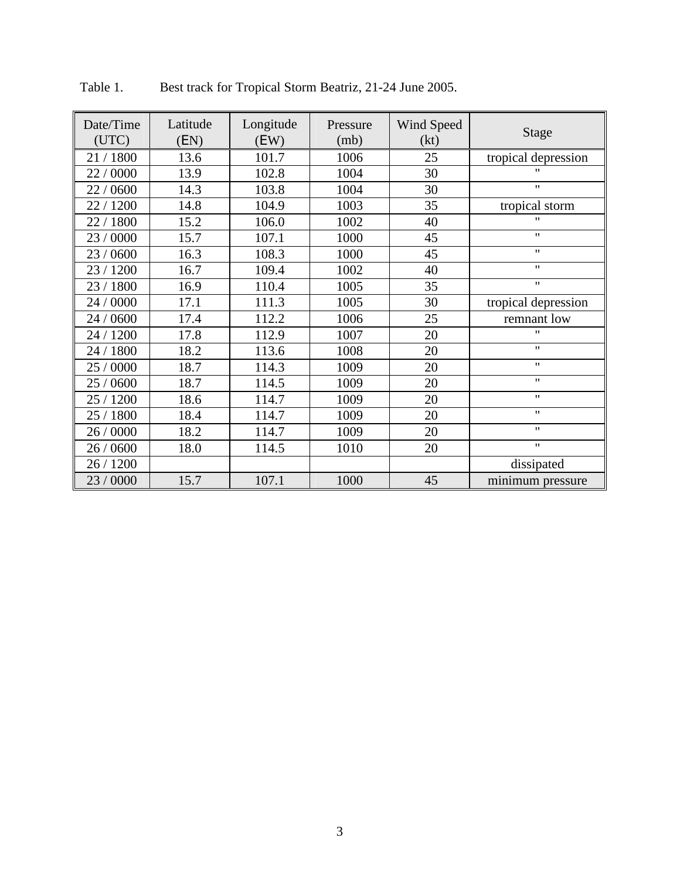Table 1. Best track for Tropical Storm Beatriz, 21-24 June 2005.

| Date/Time (UTC) | Latitude (ΕN) | Longitude (ΕW) | Pressure (mb) | Wind Speed (kt) | Stage |
|---|---|---|---|---|---|
| 21 / 1800 | 13.6 | 101.7 | 1006 | 25 | tropical depression |
| 22 / 0000 | 13.9 | 102.8 | 1004 | 30 | " |
| 22 / 0600 | 14.3 | 103.8 | 1004 | 30 | " |
| 22 / 1200 | 14.8 | 104.9 | 1003 | 35 | tropical storm |
| 22 / 1800 | 15.2 | 106.0 | 1002 | 40 | " |
| 23 / 0000 | 15.7 | 107.1 | 1000 | 45 | " |
| 23 / 0600 | 16.3 | 108.3 | 1000 | 45 | " |
| 23 / 1200 | 16.7 | 109.4 | 1002 | 40 | " |
| 23 / 1800 | 16.9 | 110.4 | 1005 | 35 | " |
| 24 / 0000 | 17.1 | 111.3 | 1005 | 30 | tropical depression |
| 24 / 0600 | 17.4 | 112.2 | 1006 | 25 | remnant low |
| 24 / 1200 | 17.8 | 112.9 | 1007 | 20 | " |
| 24 / 1800 | 18.2 | 113.6 | 1008 | 20 | " |
| 25 / 0000 | 18.7 | 114.3 | 1009 | 20 | " |
| 25 / 0600 | 18.7 | 114.5 | 1009 | 20 | " |
| 25 / 1200 | 18.6 | 114.7 | 1009 | 20 | " |
| 25 / 1800 | 18.4 | 114.7 | 1009 | 20 | " |
| 26 / 0000 | 18.2 | 114.7 | 1009 | 20 | " |
| 26 / 0600 | 18.0 | 114.5 | 1010 | 20 | " |
| 26 / 1200 | | | | | dissipated |
| 23 / 0000 | 15.7 | 107.1 | 1000 | 45 | minimum pressure |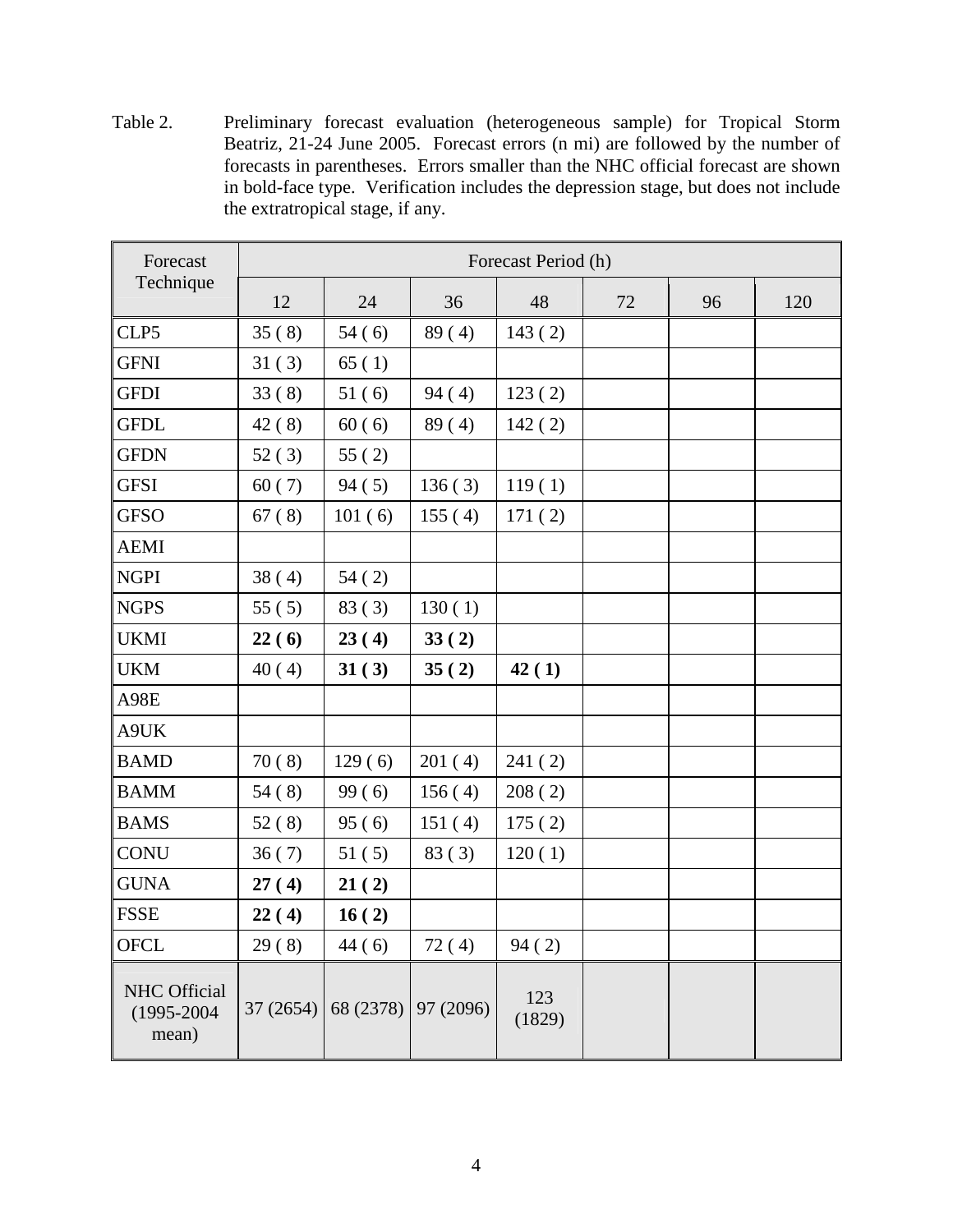Table 2. Preliminary forecast evaluation (heterogeneous sample) for Tropical Storm Beatriz, 21-24 June 2005. Forecast errors (n mi) are followed by the number of forecasts in parentheses. Errors smaller than the NHC official forecast are shown in bold-face type. Verification includes the depression stage, but does not include the extratropical stage, if any.

| Forecast Technique | Forecast Period (h) | | | | | | |
|---|---|---|---|---|---|---|---|
| | 12 | 24 | 36 | 48 | 72 | 96 | 120 |
| CLP5 | 35 ( 8) | 54 ( 6) | 89 ( 4) | 143 ( 2) | | | |
| GFNI | 31 ( 3) | 65 ( 1) | | | | | |
| GFDI | 33 ( 8) | 51 ( 6) | 94 ( 4) | 123 ( 2) | | | |
| GFDL | 42 ( 8) | 60 ( 6) | 89 ( 4) | 142 ( 2) | | | |
| GFDN | 52 ( 3) | 55 ( 2) | | | | | |
| GFSI | 60 ( 7) | 94 ( 5) | 136 ( 3) | 119 ( 1) | | | |
| GFSO | 67 ( 8) | 101 ( 6) | 155 ( 4) | 171 ( 2) | | | |
| AEMI | | | | | | | |
| NGPI | 38 ( 4) | 54 ( 2) | | | | | |
| NGPS | 55 ( 5) | 83 ( 3) | 130 ( 1) | | | | |
| UKMI | **22 ( 6)** | **23 ( 4)** | **33 ( 2)** | | | | |
| UKM | 40 ( 4) | **31 ( 3)** | **35 ( 2)** | **42 ( 1)** | | | |
| A98E | | | | | | | |
| A9UK | | | | | | | |
| BAMD | 70 ( 8) | 129 ( 6) | 201 ( 4) | 241 ( 2) | | | |
| BAMM | 54 ( 8) | 99 ( 6) | 156 ( 4) | 208 ( 2) | | | |
| BAMS | 52 ( 8) | 95 ( 6) | 151 ( 4) | 175 ( 2) | | | |
| CONU | 36 ( 7) | 51 ( 5) | 83 ( 3) | 120 ( 1) | | | |
| GUNA | **27 ( 4)** | **21 ( 2)** | | | | | |
| FSSE | **22 ( 4)** | **16 ( 2)** | | | | | |
| OFCL | 29 ( 8) | 44 ( 6) | 72 ( 4) | 94 ( 2) | | | |
| NHC Official (1995-2004 mean) | 37 (2654) | 68 (2378) | 97 (2096) | 123 (1829) | | | |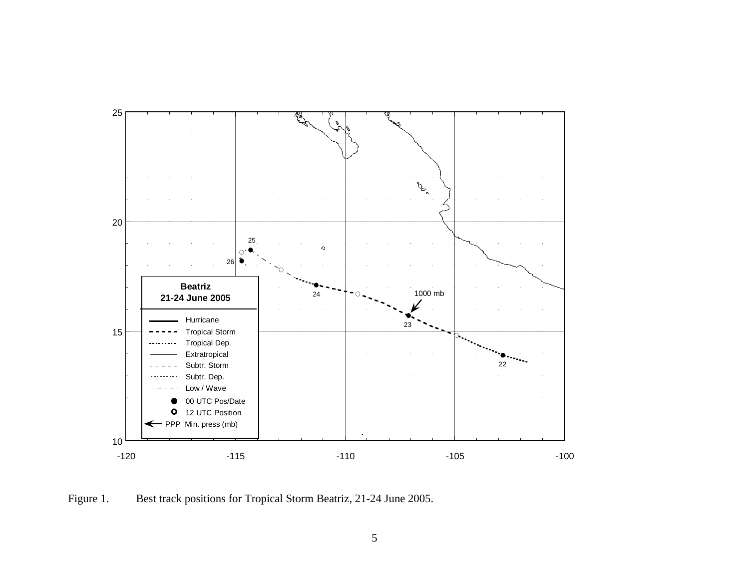Figure 1. Best track positions for Tropical Storm Beatriz, 21-24 June 2005.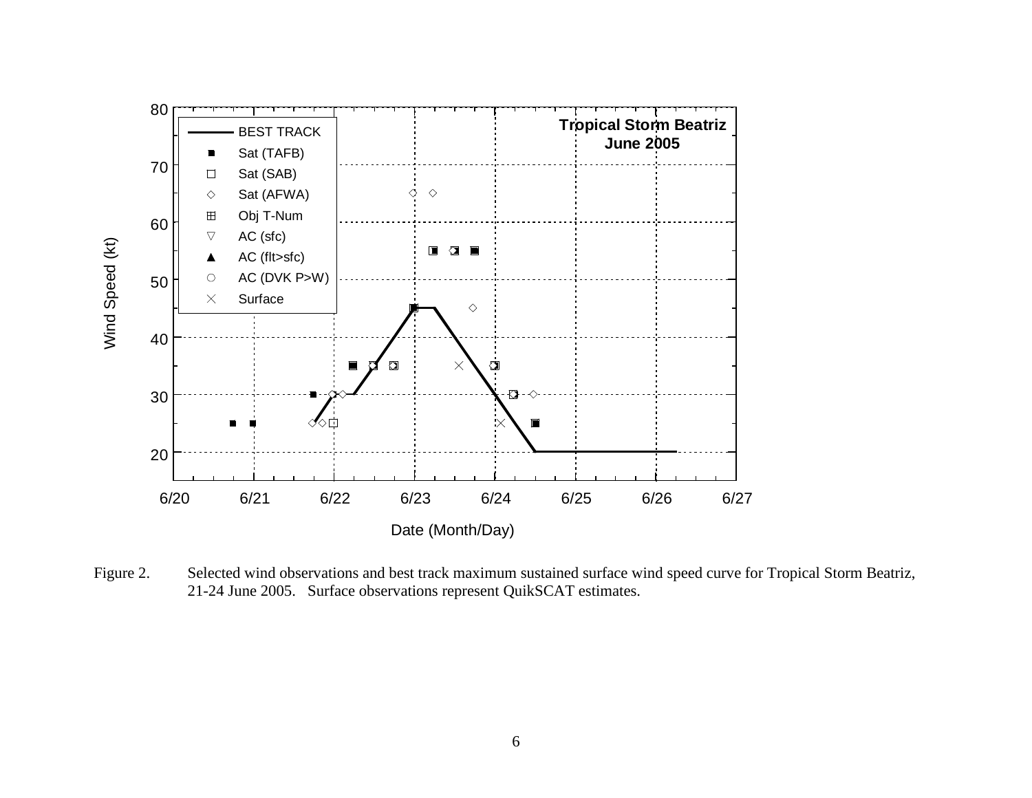Figure 2. Selected wind observations and best track maximum sustained surface wind speed curve for Tropical Storm Beatriz, 21-24 June 2005. Surface observations represent QuikSCAT estimates.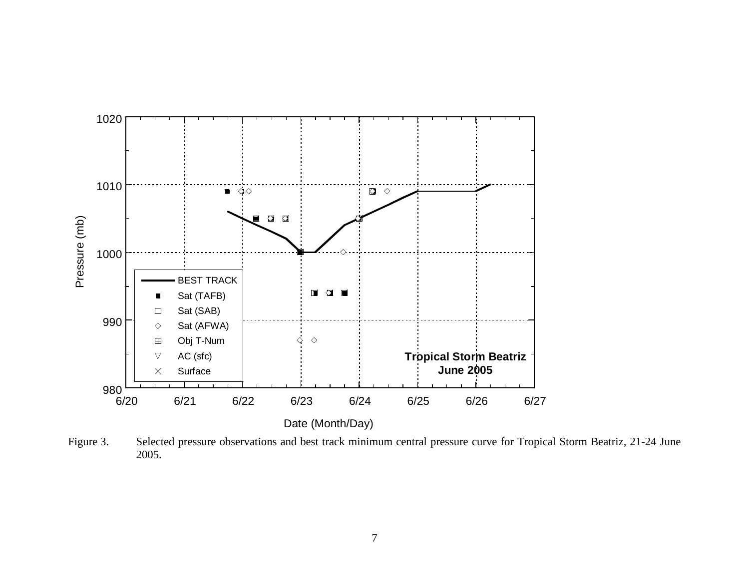1020

1010

1000

990

980

Pressure (mb)

6/20 6/21 6/22 6/23 6/24 6/25 6/26 6/27

Date (Month/Day)

BEST TRACK

Sat (TAFB)

Sat (SAB)

Sat (AFWA)

Obj T-Num

AC (sfc)

Surface

**Tropical Storm Beatriz**
**June 2005**

Figure 3. Selected pressure observations and best track minimum central pressure curve for Tropical Storm Beatriz, 21-24 June 2005.